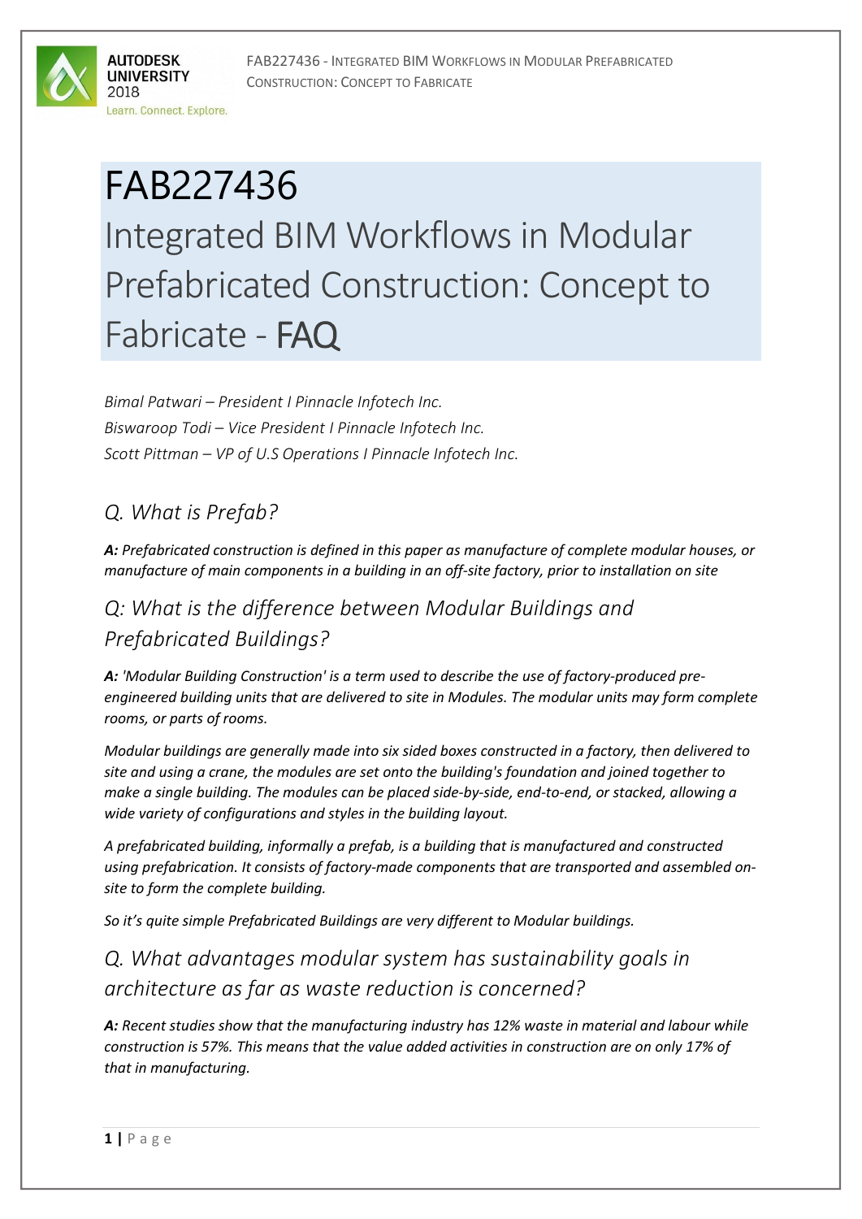# FAB227436

# Integrated BIM Workflows in Modular Prefabricated Construction: Concept to Fabricate - FAQ

*Bimal Patwari – President I Pinnacle Infotech Inc.*

*Biswaroop Todi – Vice President I Pinnacle Infotech Inc.*

*Scott Pittman – VP of U.S Operations I Pinnacle Infotech Inc.*

## *Q. What is Prefab?*

***A:** Prefabricated construction is defined in this paper as manufacture of complete modular houses, or manufacture of main components in a building in an off-site factory, prior to installation on site*

## *Q: What is the difference between Modular Buildings and Prefabricated Buildings?*

***A:** 'Modular Building Construction' is a term used to describe the use of factory-produced pre-engineered building units that are delivered to site in Modules. The modular units may form complete rooms, or parts of rooms.*

*Modular buildings are generally made into six sided boxes constructed in a factory, then delivered to site and using a crane, the modules are set onto the building's foundation and joined together to make a single building. The modules can be placed side-by-side, end-to-end, or stacked, allowing a wide variety of configurations and styles in the building layout.*

*A prefabricated building, informally a prefab, is a building that is manufactured and constructed using prefabrication. It consists of factory-made components that are transported and assembled on-site to form the complete building.*

*So it's quite simple Prefabricated Buildings are very different to Modular buildings.*

## *Q. What advantages modular system has sustainability goals in architecture as far as waste reduction is concerned?*

***A:** Recent studies show that the manufacturing industry has 12% waste in material and labour while construction is 57%. This means that the value added activities in construction are on only 17% of that in manufacturing.*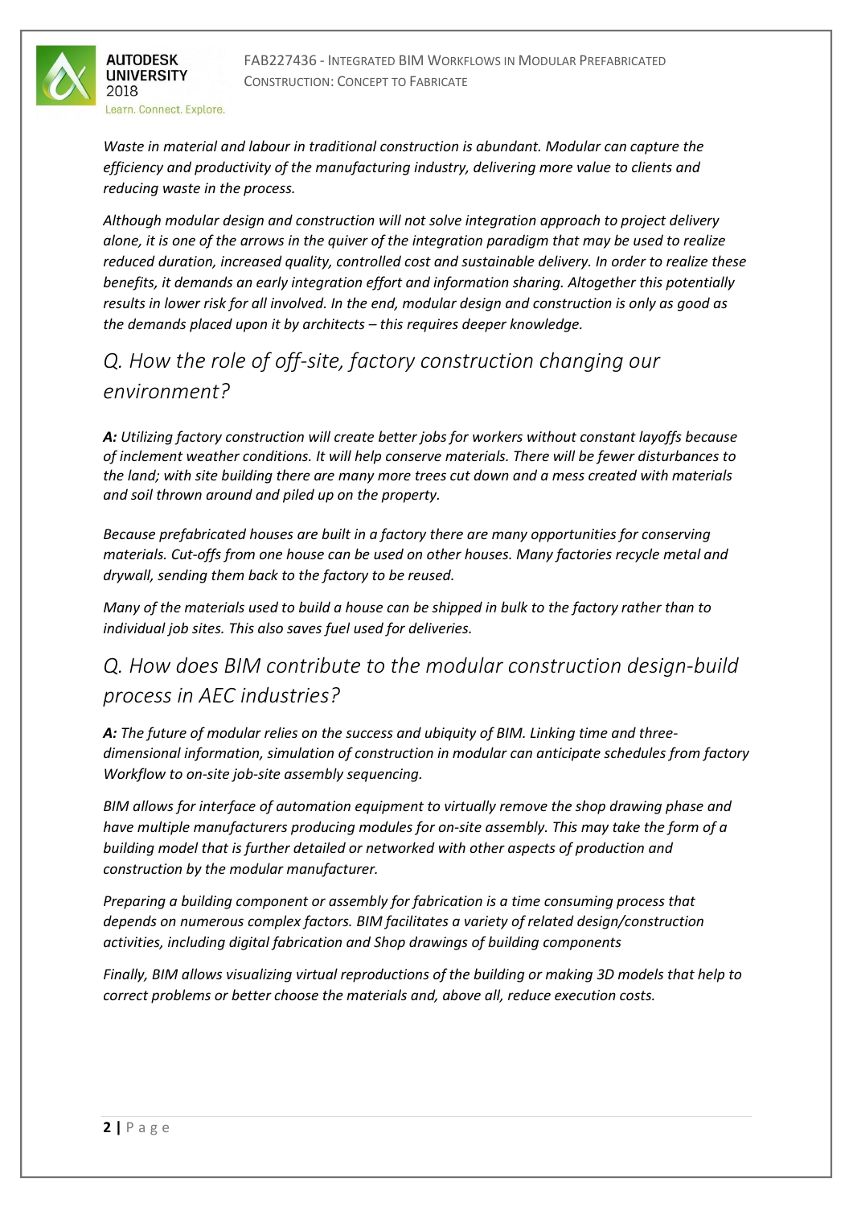*Waste in material and labour in traditional construction is abundant. Modular can capture the efficiency and productivity of the manufacturing industry, delivering more value to clients and reducing waste in the process.*

*Although modular design and construction will not solve integration approach to project delivery alone, it is one of the arrows in the quiver of the integration paradigm that may be used to realize reduced duration, increased quality, controlled cost and sustainable delivery. In order to realize these benefits, it demands an early integration effort and information sharing. Altogether this potentially results in lower risk for all involved. In the end, modular design and construction is only as good as the demands placed upon it by architects – this requires deeper knowledge.*

## *Q. How the role of off-site, factory construction changing our environment?*

***A:*** *Utilizing factory construction will create better jobs for workers without constant layoffs because of inclement weather conditions. It will help conserve materials. There will be fewer disturbances to the land; with site building there are many more trees cut down and a mess created with materials and soil thrown around and piled up on the property.*

*Because prefabricated houses are built in a factory there are many opportunities for conserving materials. Cut-offs from one house can be used on other houses. Many factories recycle metal and drywall, sending them back to the factory to be reused.*

*Many of the materials used to build a house can be shipped in bulk to the factory rather than to individual job sites. This also saves fuel used for deliveries.*

## *Q. How does BIM contribute to the modular construction design-build process in AEC industries?*

***A:*** *The future of modular relies on the success and ubiquity of BIM. Linking time and three-dimensional information, simulation of construction in modular can anticipate schedules from factory Workflow to on-site job-site assembly sequencing.*

*BIM allows for interface of automation equipment to virtually remove the shop drawing phase and have multiple manufacturers producing modules for on-site assembly. This may take the form of a building model that is further detailed or networked with other aspects of production and construction by the modular manufacturer.*

*Preparing a building component or assembly for fabrication is a time consuming process that depends on numerous complex factors. BIM facilitates a variety of related design/construction activities, including digital fabrication and Shop drawings of building components*

*Finally, BIM allows visualizing virtual reproductions of the building or making 3D models that help to correct problems or better choose the materials and, above all, reduce execution costs.*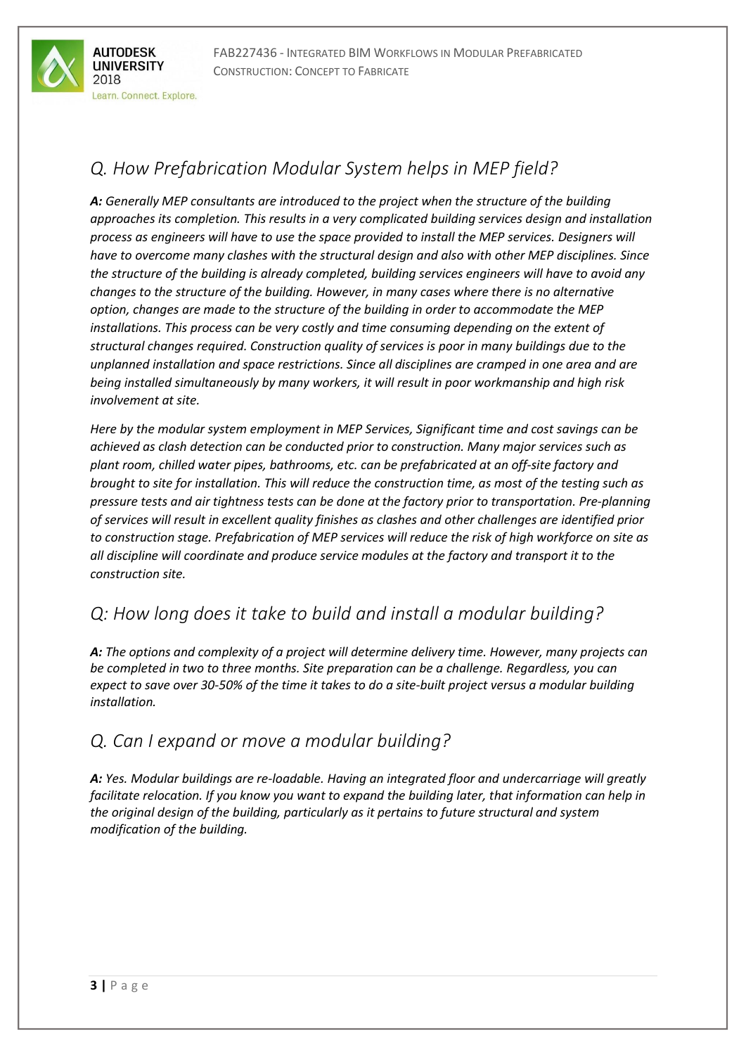## Q. How Prefabrication Modular System helps in MEP field?

***A:** Generally MEP consultants are introduced to the project when the structure of the building approaches its completion. This results in a very complicated building services design and installation process as engineers will have to use the space provided to install the MEP services. Designers will have to overcome many clashes with the structural design and also with other MEP disciplines. Since the structure of the building is already completed, building services engineers will have to avoid any changes to the structure of the building. However, in many cases where there is no alternative option, changes are made to the structure of the building in order to accommodate the MEP installations. This process can be very costly and time consuming depending on the extent of structural changes required. Construction quality of services is poor in many buildings due to the unplanned installation and space restrictions. Since all disciplines are cramped in one area and are being installed simultaneously by many workers, it will result in poor workmanship and high risk involvement at site.*

*Here by the modular system employment in MEP Services, Significant time and cost savings can be achieved as clash detection can be conducted prior to construction. Many major services such as plant room, chilled water pipes, bathrooms, etc. can be prefabricated at an off-site factory and brought to site for installation. This will reduce the construction time, as most of the testing such as pressure tests and air tightness tests can be done at the factory prior to transportation. Pre-planning of services will result in excellent quality finishes as clashes and other challenges are identified prior to construction stage. Prefabrication of MEP services will reduce the risk of high workforce on site as all discipline will coordinate and produce service modules at the factory and transport it to the construction site.*

## Q: How long does it take to build and install a modular building?

***A:** The options and complexity of a project will determine delivery time. However, many projects can be completed in two to three months. Site preparation can be a challenge. Regardless, you can expect to save over 30-50% of the time it takes to do a site-built project versus a modular building installation.*

## Q. Can I expand or move a modular building?

***A:** Yes. Modular buildings are re-loadable. Having an integrated floor and undercarriage will greatly facilitate relocation. If you know you want to expand the building later, that information can help in the original design of the building, particularly as it pertains to future structural and system modification of the building.*